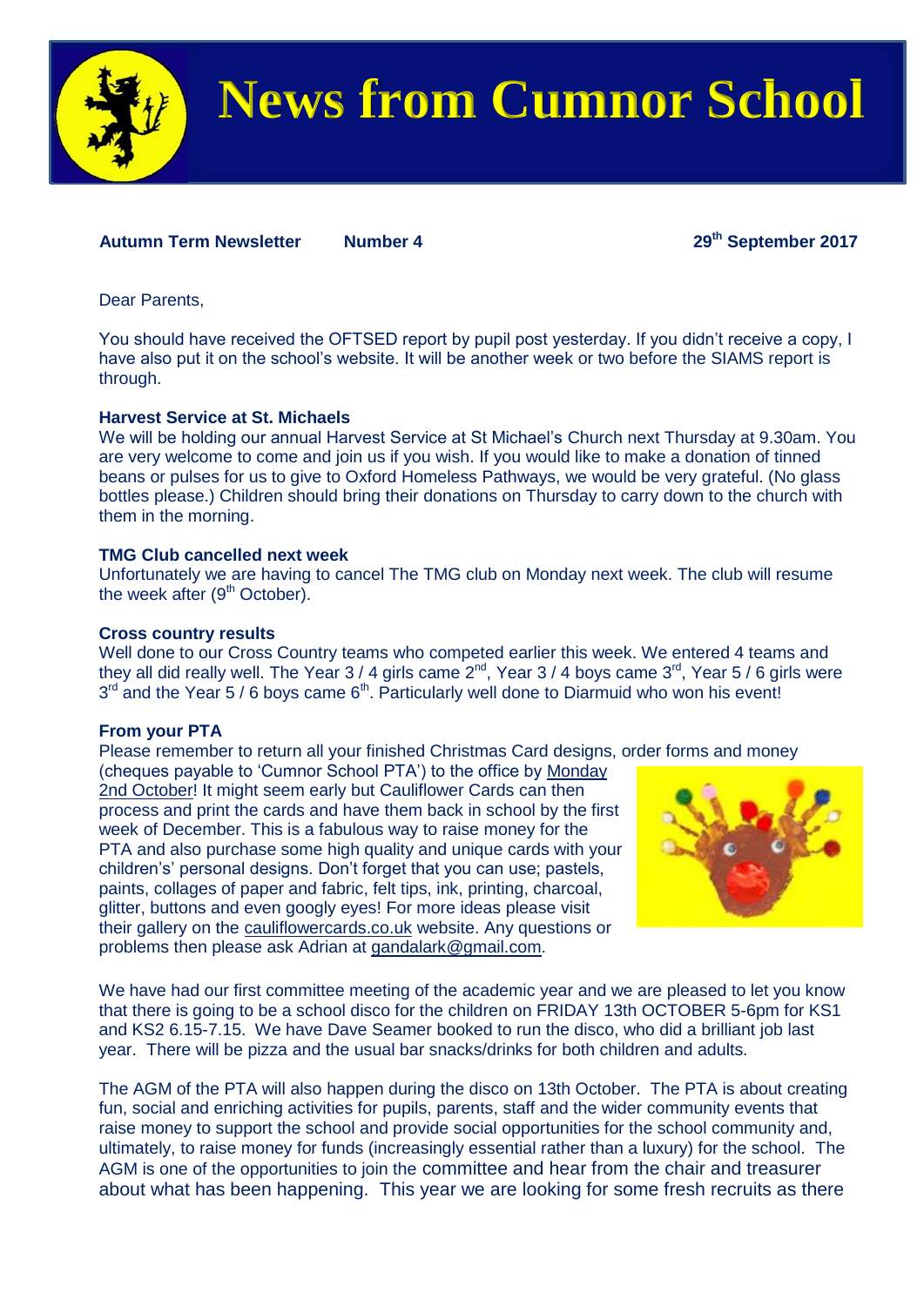# News from Cumnor School

**Autumn Term Newsletter Number 4 29th September 2017**

Dear Parents,

You should have received the OFTSED report by pupil post yesterday. If you didn't receive a copy, I have also put it on the school's website. It will be another week or two before the SIAMS report is through.

**Harvest Service at St. Michaels**

We will be holding our annual Harvest Service at St Michael's Church next Thursday at 9.30am. You are very welcome to come and join us if you wish. If you would like to make a donation of tinned beans or pulses for us to give to Oxford Homeless Pathways, we would be very grateful. (No glass bottles please.) Children should bring their donations on Thursday to carry down to the church with them in the morning.

**TMG Club cancelled next week**

Unfortunately we are having to cancel The TMG club on Monday next week. The club will resume the week after (9th October).

**Cross country results**

Well done to our Cross Country teams who competed earlier this week. We entered 4 teams and they all did really well. The Year 3 / 4 girls came 2nd, Year 3 / 4 boys came 3rd, Year 5 / 6 girls were 3rd and the Year 5 / 6 boys came 6th. Particularly well done to Diarmuid who won his event!

**From your PTA**

Please remember to return all your finished Christmas Card designs, order forms and money (cheques payable to 'Cumnor School PTA') to the office by Monday 2nd October! It might seem early but Cauliflower Cards can then process and print the cards and have them back in school by the first week of December. This is a fabulous way to raise money for the PTA and also purchase some high quality and unique cards with your children's' personal designs. Don't forget that you can use; pastels, paints, collages of paper and fabric, felt tips, ink, printing, charcoal, glitter, buttons and even googly eyes! For more ideas please visit their gallery on the cauliflowercards.co.uk website. Any questions or problems then please ask Adrian at gandalark@gmail.com.

We have had our first committee meeting of the academic year and we are pleased to let you know that there is going to be a school disco for the children on FRIDAY 13th OCTOBER 5-6pm for KS1 and KS2 6.15-7.15. We have Dave Seamer booked to run the disco, who did a brilliant job last year. There will be pizza and the usual bar snacks/drinks for both children and adults.

The AGM of the PTA will also happen during the disco on 13th October. The PTA is about creating fun, social and enriching activities for pupils, parents, staff and the wider community events that raise money to support the school and provide social opportunities for the school community and, ultimately, to raise money for funds (increasingly essential rather than a luxury) for the school. The AGM is one of the opportunities to join the committee and hear from the chair and treasurer about what has been happening. This year we are looking for some fresh recruits as there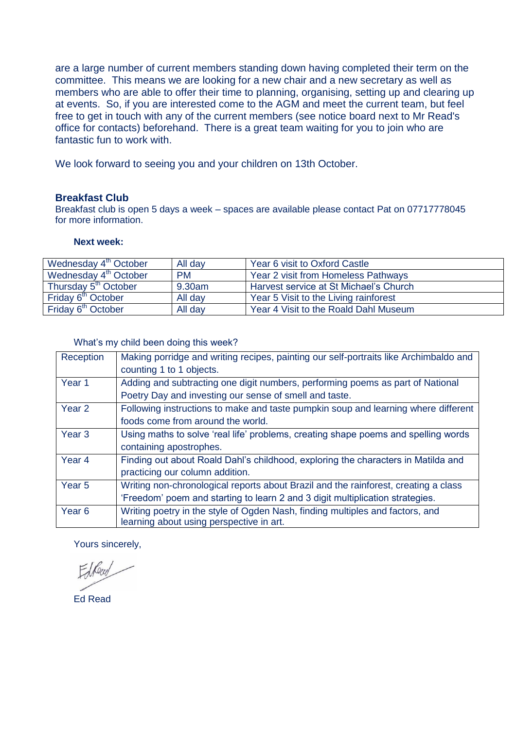are a large number of current members standing down having completed their term on the committee. This means we are looking for a new chair and a new secretary as well as members who are able to offer their time to planning, organising, setting up and clearing up at events. So, if you are interested come to the AGM and meet the current team, but feel free to get in touch with any of the current members (see notice board next to Mr Read's office for contacts) beforehand. There is a great team waiting for you to join who are fantastic fun to work with.

We look forward to seeing you and your children on 13th October.

**Breakfast Club**

Breakfast club is open 5 days a week – spaces are available please contact Pat on 07717778045 for more information.

**Next week:**

| | | |
|---|---|---|
| Wednesday 4th October | All day | Year 6 visit to Oxford Castle |
| Wednesday 4th October | PM | Year 2 visit from Homeless Pathways |
| Thursday 5th October | 9.30am | Harvest service at St Michael's Church |
| Friday 6th October | All day | Year 5 Visit to the Living rainforest |
| Friday 6th October | All day | Year 4 Visit to the Roald Dahl Museum |

What's my child been doing this week?

| | |
|---|---|
| Reception | Making porridge and writing recipes, painting our self-portraits like Archimbaldo and counting 1 to 1 objects. |
| Year 1 | Adding and subtracting one digit numbers, performing poems as part of National Poetry Day and investing our sense of smell and taste. |
| Year 2 | Following instructions to make and taste pumpkin soup and learning where different foods come from around the world. |
| Year 3 | Using maths to solve 'real life' problems, creating shape poems and spelling words containing apostrophes. |
| Year 4 | Finding out about Roald Dahl's childhood, exploring the characters in Matilda and practicing our column addition. |
| Year 5 | Writing non-chronological reports about Brazil and the rainforest, creating a class 'Freedom' poem and starting to learn 2 and 3 digit multiplication strategies. |
| Year 6 | Writing poetry in the style of Ogden Nash, finding multiples and factors, and learning about using perspective in art. |

Yours sincerely,

Ed Read